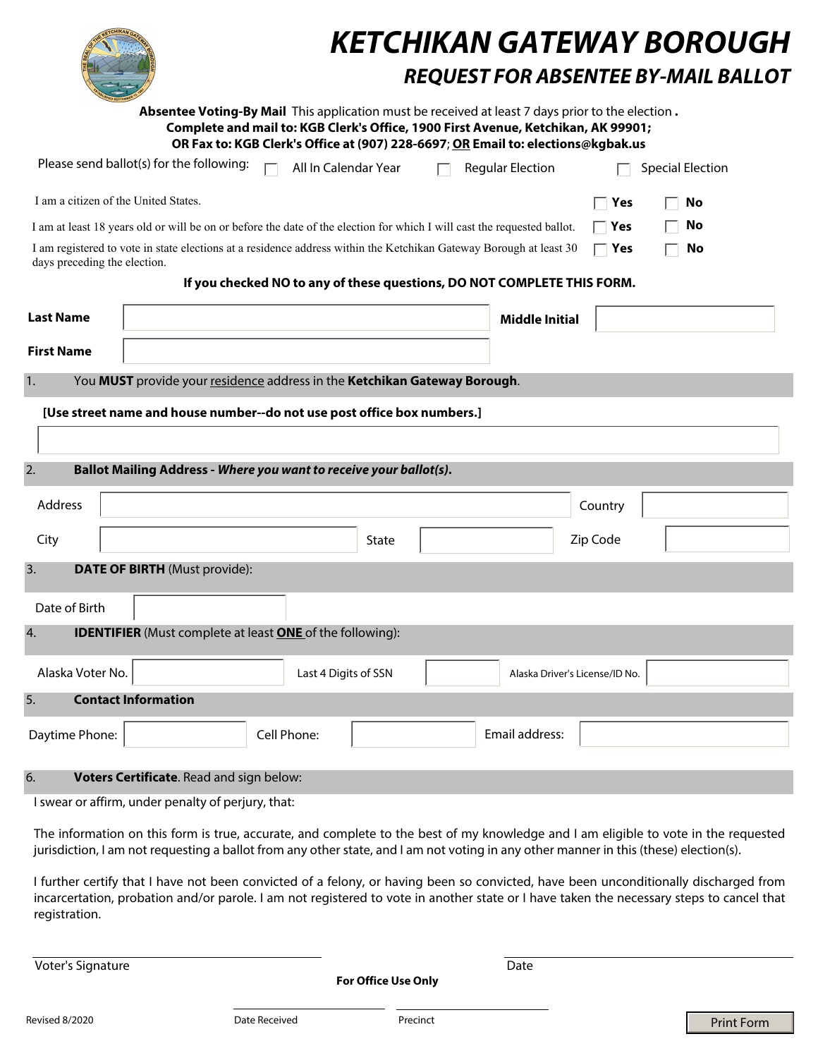# KETCHIKAN GATEWAY BOROUGH

## *REQUEST FOR ABSENTEE BY-MAIL BALLOT*

**Absentee Voting-By Mail** This application must be received at least 7 days prior to the election **.**
**Complete and mail to: KGB Clerk's Office, 1900 First Avenue, Ketchikan, AK 99901;**
**OR Fax to: KGB Clerk's Office at (907) 228-6697; OR Email to: elections@kgbak.us**

Please send ballot(s) for the following: ☐ All In Calendar Year ☐ Regular Election ☐ Special Election

| | | |
|---|---|---|
| I am a citizen of the United States. | ☐ **Yes** | ☐ **No** |
| I am at least 18 years old or will be on or before the date of the election for which I will cast the requested ballot. | ☐ **Yes** | ☐ **No** |
| I am registered to vote in state elections at a residence address within the Ketchikan Gateway Borough at least 30 days preceding the election. | ☐ **Yes** | ☐ **No** |

**If you checked NO to any of these questions, DO NOT COMPLETE THIS FORM.**

**Last Name** ____________________ **Middle Initial** ____________

**First Name** ____________________

1. You **MUST** provide your residence address in the **Ketchikan Gateway Borough**.

**[Use street name and house number--do not use post office box numbers.]**

____________________________________________

2. **Ballot Mailing Address -** ***Where you want to receive your ballot(s)*.**

Address ____________________ Country ____________

City ____________________ State ____________ Zip Code ____________

3. **DATE OF BIRTH** (Must provide):

Date of Birth ____________

4. **IDENTIFIER** (Must complete at least **ONE** of the following):

Alaska Voter No. ____________ Last 4 Digits of SSN ____________ Alaska Driver's License/ID No. ____________

5. **Contact Information**

Daytime Phone: ____________ Cell Phone: ____________ Email address: ____________

6. **Voters Certificate**. Read and sign below:

I swear or affirm, under penalty of perjury, that:

The information on this form is true, accurate, and complete to the best of my knowledge and I am eligible to vote in the requested jurisdiction, I am not requesting a ballot from any other state, and I am not voting in any other manner in this (these) election(s).

I further certify that I have not been convicted of a felony, or having been so convicted, have been unconditionally discharged from incarceration, probation and/or parole. I am not registered to vote in another state or I have taken the necessary steps to cancel that registration.

____________________ ____________________
Voter's Signature Date

**For Office Use Only**

____________________ ____________________
Date Received Precinct

Revised 8/2020

Print Form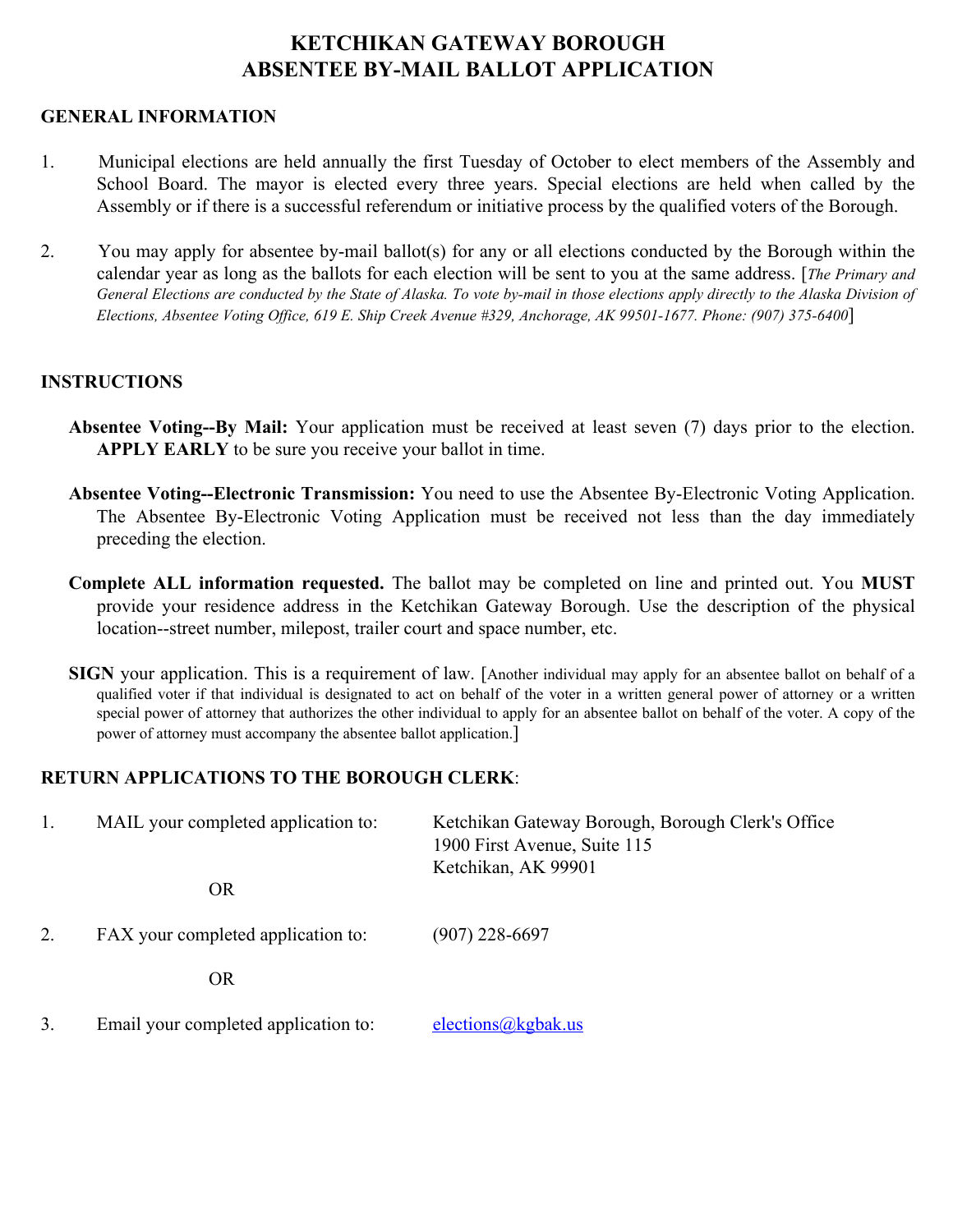# KETCHIKAN GATEWAY BOROUGH
# ABSENTEE BY-MAIL BALLOT APPLICATION

## GENERAL INFORMATION

1. Municipal elections are held annually the first Tuesday of October to elect members of the Assembly and School Board. The mayor is elected every three years. Special elections are held when called by the Assembly or if there is a successful referendum or initiative process by the qualified voters of the Borough.

2. You may apply for absentee by-mail ballot(s) for any or all elections conducted by the Borough within the calendar year as long as the ballots for each election will be sent to you at the same address. [*The Primary and General Elections are conducted by the State of Alaska. To vote by-mail in those elections apply directly to the Alaska Division of Elections, Absentee Voting Office, 619 E. Ship Creek Avenue #329, Anchorage, AK 99501-1677. Phone: (907) 375-6400*]

## INSTRUCTIONS

**Absentee Voting--By Mail:** Your application must be received at least seven (7) days prior to the election. **APPLY EARLY** to be sure you receive your ballot in time.

**Absentee Voting--Electronic Transmission:** You need to use the Absentee By-Electronic Voting Application. The Absentee By-Electronic Voting Application must be received not less than the day immediately preceding the election.

**Complete ALL information requested.** The ballot may be completed on line and printed out. You **MUST** provide your residence address in the Ketchikan Gateway Borough. Use the description of the physical location--street number, milepost, trailer court and space number, etc.

**SIGN** your application. This is a requirement of law. [Another individual may apply for an absentee ballot on behalf of a qualified voter if that individual is designated to act on behalf of the voter in a written general power of attorney or a written special power of attorney that authorizes the other individual to apply for an absentee ballot on behalf of the voter. A copy of the power of attorney must accompany the absentee ballot application.]

## RETURN APPLICATIONS TO THE BOROUGH CLERK:

1. MAIL your completed application to: Ketchikan Gateway Borough, Borough Clerk's Office
   1900 First Avenue, Suite 115
   Ketchikan, AK 99901

   OR

2. FAX your completed application to: (907) 228-6697

   OR

3. Email your completed application to: elections@kgbak.us